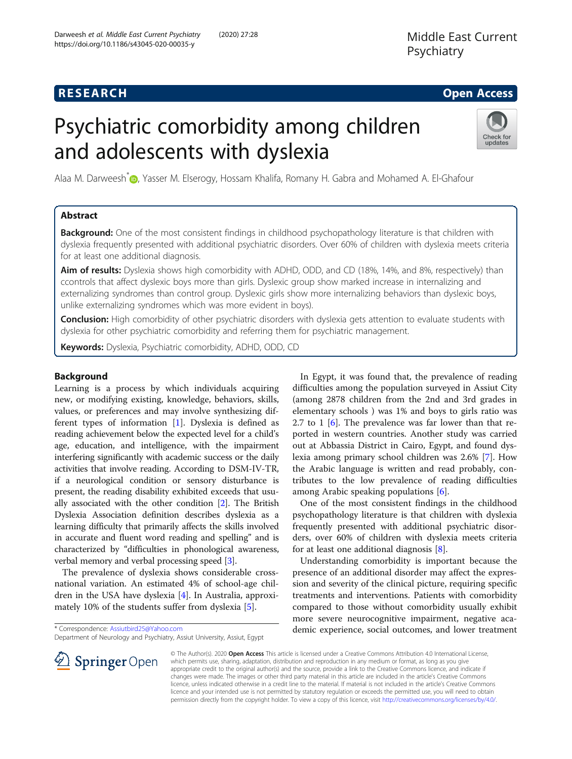RESEARCH

Open Access

# Psychiatric comorbidity among children and adolescents with dyslexia

Alaa M. Darweesh*, Yasser M. Elserogy, Hossam Khalifa, Romany H. Gabra and Mohamed A. El-Ghafour

## Abstract

**Background:** One of the most consistent findings in childhood psychopathology literature is that children with dyslexia frequently presented with additional psychiatric disorders. Over 60% of children with dyslexia meets criteria for at least one additional diagnosis.

**Aim of results:** Dyslexia shows high comorbidity with ADHD, ODD, and CD (18%, 14%, and 8%, respectively) than ccontrols that affect dyslexic boys more than girls. Dyslexic group show marked increase in internalizing and externalizing syndromes than control group. Dyslexic girls show more internalizing behaviors than dyslexic boys, unlike externalizing syndromes which was more evident in boys).

**Conclusion:** High comorbidity of other psychiatric disorders with dyslexia gets attention to evaluate students with dyslexia for other psychiatric comorbidity and referring them for psychiatric management.

**Keywords:** Dyslexia, Psychiatric comorbidity, ADHD, ODD, CD

## Background

Learning is a process by which individuals acquiring new, or modifying existing, knowledge, behaviors, skills, values, or preferences and may involve synthesizing different types of information [1]. Dyslexia is defined as reading achievement below the expected level for a child's age, education, and intelligence, with the impairment interfering significantly with academic success or the daily activities that involve reading. According to DSM-IV-TR, if a neurological condition or sensory disturbance is present, the reading disability exhibited exceeds that usually associated with the other condition [2]. The British Dyslexia Association definition describes dyslexia as a learning difficulty that primarily affects the skills involved in accurate and fluent word reading and spelling" and is characterized by "difficulties in phonological awareness, verbal memory and verbal processing speed [3].

The prevalence of dyslexia shows considerable cross-national variation. An estimated 4% of school-age children in the USA have dyslexia [4]. In Australia, approximately 10% of the students suffer from dyslexia [5].

In Egypt, it was found that, the prevalence of reading difficulties among the population surveyed in Assiut City (among 2878 children from the 2nd and 3rd grades in elementary schools ) was 1% and boys to girls ratio was 2.7 to 1 [6]. The prevalence was far lower than that reported in western countries. Another study was carried out at Abbassia District in Cairo, Egypt, and found dyslexia among primary school children was 2.6% [7]. How the Arabic language is written and read probably, contributes to the low prevalence of reading difficulties among Arabic speaking populations [6].

One of the most consistent findings in the childhood psychopathology literature is that children with dyslexia frequently presented with additional psychiatric disorders, over 60% of children with dyslexia meets criteria for at least one additional diagnosis [8].

Understanding comorbidity is important because the presence of an additional disorder may affect the expression and severity of the clinical picture, requiring specific treatments and interventions. Patients with comorbidity compared to those without comorbidity usually exhibit more severe neurocognitive impairment, negative academic experience, social outcomes, and lower treatment

* Correspondence: Assiutbird25@Yahoo.com
Department of Neurology and Psychiatry, Assiut University, Assiut, Egypt

© The Author(s). 2020 **Open Access** This article is licensed under a Creative Commons Attribution 4.0 International License, which permits use, sharing, adaptation, distribution and reproduction in any medium or format, as long as you give appropriate credit to the original author(s) and the source, provide a link to the Creative Commons licence, and indicate if changes were made. The images or other third party material in this article are included in the article's Creative Commons licence, unless indicated otherwise in a credit line to the material. If material is not included in the article's Creative Commons licence and your intended use is not permitted by statutory regulation or exceeds the permitted use, you will need to obtain permission directly from the copyright holder. To view a copy of this licence, visit http://creativecommons.org/licenses/by/4.0/.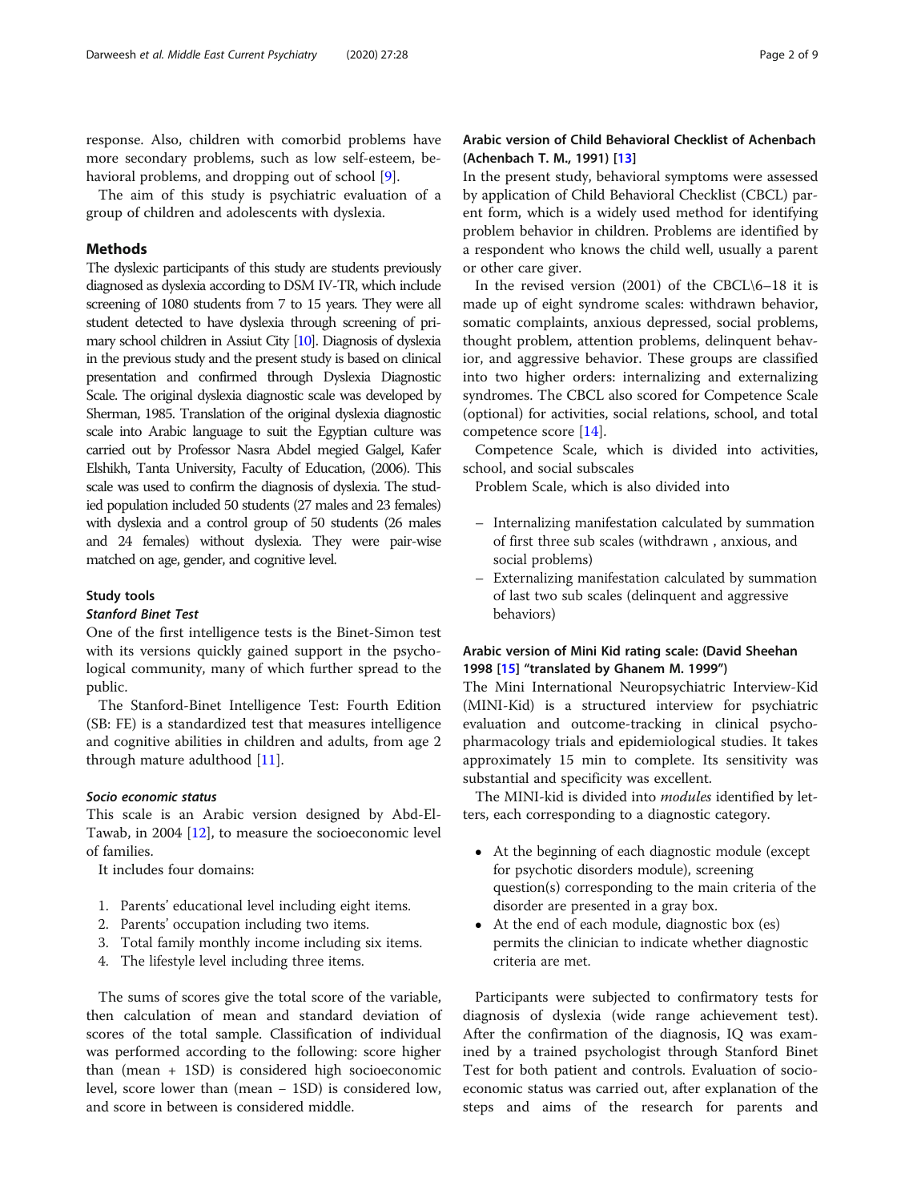response. Also, children with comorbid problems have more secondary problems, such as low self-esteem, behavioral problems, and dropping out of school [9].

The aim of this study is psychiatric evaluation of a group of children and adolescents with dyslexia.

## Methods

The dyslexic participants of this study are students previously diagnosed as dyslexia according to DSM IV-TR, which include screening of 1080 students from 7 to 15 years. They were all student detected to have dyslexia through screening of primary school children in Assiut City [10]. Diagnosis of dyslexia in the previous study and the present study is based on clinical presentation and confirmed through Dyslexia Diagnostic Scale. The original dyslexia diagnostic scale was developed by Sherman, 1985. Translation of the original dyslexia diagnostic scale into Arabic language to suit the Egyptian culture was carried out by Professor Nasra Abdel megied Galgel, Kafer Elshikh, Tanta University, Faculty of Education, (2006). This scale was used to confirm the diagnosis of dyslexia. The studied population included 50 students (27 males and 23 females) with dyslexia and a control group of 50 students (26 males and 24 females) without dyslexia. They were pair-wise matched on age, gender, and cognitive level.

### Study tools

#### *Stanford Binet Test*

One of the first intelligence tests is the Binet-Simon test with its versions quickly gained support in the psychological community, many of which further spread to the public.

The Stanford-Binet Intelligence Test: Fourth Edition (SB: FE) is a standardized test that measures intelligence and cognitive abilities in children and adults, from age 2 through mature adulthood [11].

#### *Socio economic status*

This scale is an Arabic version designed by Abd-El-Tawab, in 2004 [12], to measure the socioeconomic level of families.

It includes four domains:

1. Parents' educational level including eight items.
2. Parents' occupation including two items.
3. Total family monthly income including six items.
4. The lifestyle level including three items.

The sums of scores give the total score of the variable, then calculation of mean and standard deviation of scores of the total sample. Classification of individual was performed according to the following: score higher than (mean + 1SD) is considered high socioeconomic level, score lower than (mean − 1SD) is considered low, and score in between is considered middle.

### Arabic version of Child Behavioral Checklist of Achenbach (Achenbach T. M., 1991) [13]

In the present study, behavioral symptoms were assessed by application of Child Behavioral Checklist (CBCL) parent form, which is a widely used method for identifying problem behavior in children. Problems are identified by a respondent who knows the child well, usually a parent or other care giver.

In the revised version (2001) of the CBCL\6–18 it is made up of eight syndrome scales: withdrawn behavior, somatic complaints, anxious depressed, social problems, thought problem, attention problems, delinquent behavior, and aggressive behavior. These groups are classified into two higher orders: internalizing and externalizing syndromes. The CBCL also scored for Competence Scale (optional) for activities, social relations, school, and total competence score [14].

Competence Scale, which is divided into activities, school, and social subscales

Problem Scale, which is also divided into

- Internalizing manifestation calculated by summation of first three sub scales (withdrawn , anxious, and social problems)
- Externalizing manifestation calculated by summation of last two sub scales (delinquent and aggressive behaviors)

### Arabic version of Mini Kid rating scale: (David Sheehan 1998 [15] "translated by Ghanem M. 1999")

The Mini International Neuropsychiatric Interview-Kid (MINI-Kid) is a structured interview for psychiatric evaluation and outcome-tracking in clinical psychopharmacology trials and epidemiological studies. It takes approximately 15 min to complete. Its sensitivity was substantial and specificity was excellent.

The MINI-kid is divided into *modules* identified by letters, each corresponding to a diagnostic category.

- At the beginning of each diagnostic module (except for psychotic disorders module), screening question(s) corresponding to the main criteria of the disorder are presented in a gray box.
- At the end of each module, diagnostic box (es) permits the clinician to indicate whether diagnostic criteria are met.

Participants were subjected to confirmatory tests for diagnosis of dyslexia (wide range achievement test). After the confirmation of the diagnosis, IQ was examined by a trained psychologist through Stanford Binet Test for both patient and controls. Evaluation of socioeconomic status was carried out, after explanation of the steps and aims of the research for parents and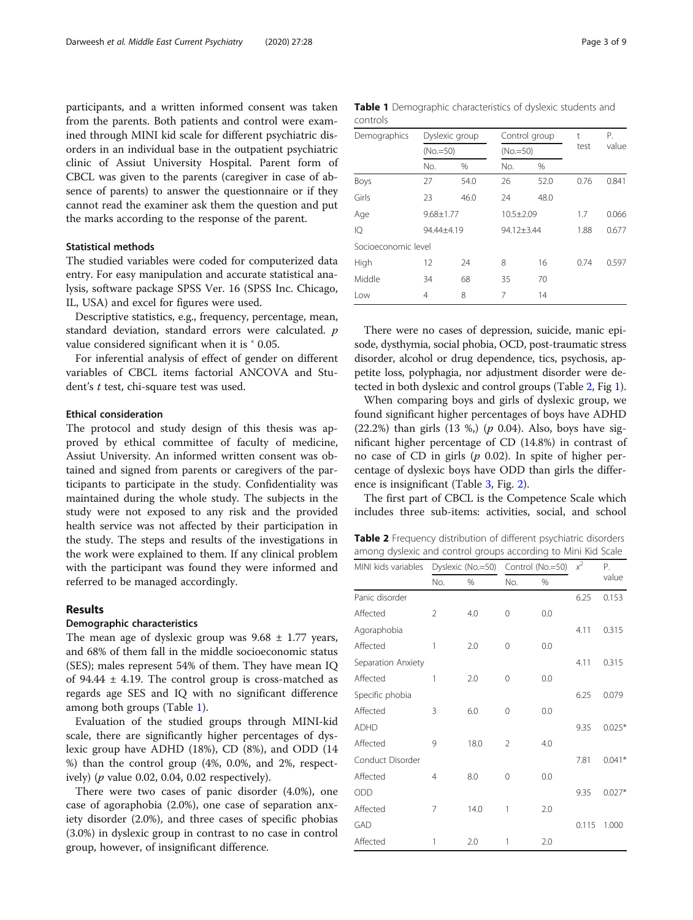participants, and a written informed consent was taken from the parents. Both patients and control were examined through MINI kid scale for different psychiatric disorders in an individual base in the outpatient psychiatric clinic of Assiut University Hospital. Parent form of CBCL was given to the parents (caregiver in case of absence of parents) to answer the questionnaire or if they cannot read the examiner ask them the question and put the marks according to the response of the parent.

### Statistical methods

The studied variables were coded for computerized data entry. For easy manipulation and accurate statistical analysis, software package SPSS Ver. 16 (SPSS Inc. Chicago, IL, USA) and excel for figures were used.

Descriptive statistics, e.g., frequency, percentage, mean, standard deviation, standard errors were calculated. *p* value considered significant when it is ˂ 0.05.

For inferential analysis of effect of gender on different variables of CBCL items factorial ANCOVA and Student's *t* test, chi-square test was used.

### Ethical consideration

The protocol and study design of this thesis was approved by ethical committee of faculty of medicine, Assiut University. An informed written consent was obtained and signed from parents or caregivers of the participants to participate in the study. Confidentiality was maintained during the whole study. The subjects in the study were not exposed to any risk and the provided health service was not affected by their participation in the study. The steps and results of the investigations in the work were explained to them. If any clinical problem with the participant was found they were informed and referred to be managed accordingly.

## Results

### Demographic characteristics

The mean age of dyslexic group was 9.68 ± 1.77 years, and 68% of them fall in the middle socioeconomic status (SES); males represent 54% of them. They have mean IQ of 94.44 ± 4.19. The control group is cross-matched as regards age SES and IQ with no significant difference among both groups (Table 1).

Evaluation of the studied groups through MINI-kid scale, there are significantly higher percentages of dyslexic group have ADHD (18%), CD (8%), and ODD (14 %) than the control group (4%, 0.0%, and 2%, respectively) (*p* value 0.02, 0.04, 0.02 respectively).

There were two cases of panic disorder (4.0%), one case of agoraphobia (2.0%), one case of separation anxiety disorder (2.0%), and three cases of specific phobias (3.0%) in dyslexic group in contrast to no case in control group, however, of insignificant difference.

**Table 1** Demographic characteristics of dyslexic students and controls

| Demographics | Dyslexic group (No.=50) | | Control group (No.=50) | | t test | P. value |
|---|---|---|---|---|---|---|
| | No. | % | No. | % | | |
| Boys | 27 | 54.0 | 26 | 52.0 | 0.76 | 0.841 |
| Girls | 23 | 46.0 | 24 | 48.0 | | |
| Age | 9.68±1.77 | | 10.5±2.09 | | 1.7 | 0.066 |
| IQ | 94.44±4.19 | | 94.12±3.44 | | 1.88 | 0.677 |
| Socioeconomic level | | | | | | |
| High | 12 | 24 | 8 | 16 | 0.74 | 0.597 |
| Middle | 34 | 68 | 35 | 70 | | |
| Low | 4 | 8 | 7 | 14 | | |

There were no cases of depression, suicide, manic episode, dysthymia, social phobia, OCD, post-traumatic stress disorder, alcohol or drug dependence, tics, psychosis, appetite loss, polyphagia, nor adjustment disorder were detected in both dyslexic and control groups (Table 2, Fig 1).

When comparing boys and girls of dyslexic group, we found significant higher percentages of boys have ADHD (22.2%) than girls (13 %,) (*p* 0.04). Also, boys have significant higher percentage of CD (14.8%) in contrast of no case of CD in girls (*p* 0.02). In spite of higher percentage of dyslexic boys have ODD than girls the difference is insignificant (Table 3, Fig. 2).

The first part of CBCL is the Competence Scale which includes three sub-items: activities, social, and school

**Table 2** Frequency distribution of different psychiatric disorders among dyslexic and control groups according to Mini Kid Scale

| MINI kids variables | Dyslexic (No.=50) | | Control (No.=50) | | $x^2$ | P. value |
|---|---|---|---|---|---|---|
| | No. | % | No. | % | | |
| Panic disorder | | | | | 6.25 | 0.153 |
| Affected | 2 | 4.0 | 0 | 0.0 | | |
| Agoraphobia | | | | | 4.11 | 0.315 |
| Affected | 1 | 2.0 | 0 | 0.0 | | |
| Separation Anxiety | | | | | 4.11 | 0.315 |
| Affected | 1 | 2.0 | 0 | 0.0 | | |
| Specific phobia | | | | | 6.25 | 0.079 |
| Affected | 3 | 6.0 | 0 | 0.0 | | |
| ADHD | | | | | 9.35 | 0.025* |
| Affected | 9 | 18.0 | 2 | 4.0 | | |
| Conduct Disorder | | | | | 7.81 | 0.041* |
| Affected | 4 | 8.0 | 0 | 0.0 | | |
| ODD | | | | | 9.35 | 0.027* |
| Affected | 7 | 14.0 | 1 | 2.0 | | |
| GAD | | | | | 0.115 | 1.000 |
| Affected | 1 | 2.0 | 1 | 2.0 | | |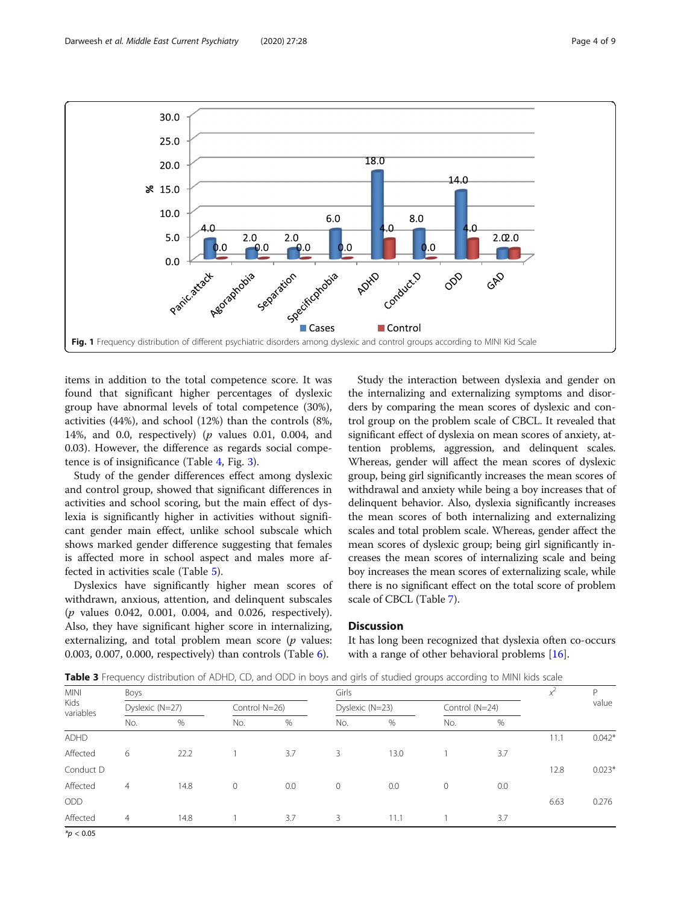Fig. 1 Frequency distribution of different psychiatric disorders among dyslexic and control groups according to MINI Kid Scale

items in addition to the total competence score. It was found that significant higher percentages of dyslexic group have abnormal levels of total competence (30%), activities (44%), and school (12%) than the controls (8%, 14%, and 0.0, respectively) ($p$ values 0.01, 0.004, and 0.03). However, the difference as regards social competence is of insignificance (Table 4, Fig. 3).

Study of the gender differences effect among dyslexic and control group, showed that significant differences in activities and school scoring, but the main effect of dyslexia is significantly higher in activities without significant gender main effect, unlike school subscale which shows marked gender difference suggesting that females is affected more in school aspect and males more affected in activities scale (Table 5).

Dyslexics have significantly higher mean scores of withdrawn, anxious, attention, and delinquent subscales ($p$ values 0.042, 0.001, 0.004, and 0.026, respectively). Also, they have significant higher score in internalizing, externalizing, and total problem mean score ($p$ values: 0.003, 0.007, 0.000, respectively) than controls (Table 6).

Study the interaction between dyslexia and gender on the internalizing and externalizing symptoms and disorders by comparing the mean scores of dyslexic and control group on the problem scale of CBCL. It revealed that significant effect of dyslexia on mean scores of anxiety, attention problems, aggression, and delinquent scales. Whereas, gender will affect the mean scores of dyslexic group, being girl significantly increases the mean scores of withdrawal and anxiety while being a boy increases that of delinquent behavior. Also, dyslexia significantly increases the mean scores of both internalizing and externalizing scales and total problem scale. Whereas, gender affect the mean scores of dyslexic group; being girl significantly increases the mean scores of internalizing scale and being boy increases the mean scores of externalizing scale, while there is no significant effect on the total score of problem scale of CBCL (Table 7).

## Discussion

It has long been recognized that dyslexia often co-occurs with a range of other behavioral problems [16].

**Table 3** Frequency distribution of ADHD, CD, and ODD in boys and girls of studied groups according to MINI kids scale

| MINI Kids variables | Boys | | | | Girls | | | | $x^2$ | P value |
|---|---|---|---|---|---|---|---|---|---|---|
| | Dyslexic (N=27) | | Control N=26) | | Dyslexic (N=23) | | Control (N=24) | | | |
| | No. | % | No. | % | No. | % | No. | % | | |
| ADHD | | | | | | | | | 11.1 | 0.042* |
| Affected | 6 | 22.2 | 1 | 3.7 | 3 | 13.0 | 1 | 3.7 | | |
| Conduct D | | | | | | | | | 12.8 | 0.023* |
| Affected | 4 | 14.8 | 0 | 0.0 | 0 | 0.0 | 0 | 0.0 | | |
| ODD | | | | | | | | | 6.63 | 0.276 |
| Affected | 4 | 14.8 | 1 | 3.7 | 3 | 11.1 | 1 | 3.7 | | |

*$p < 0.05$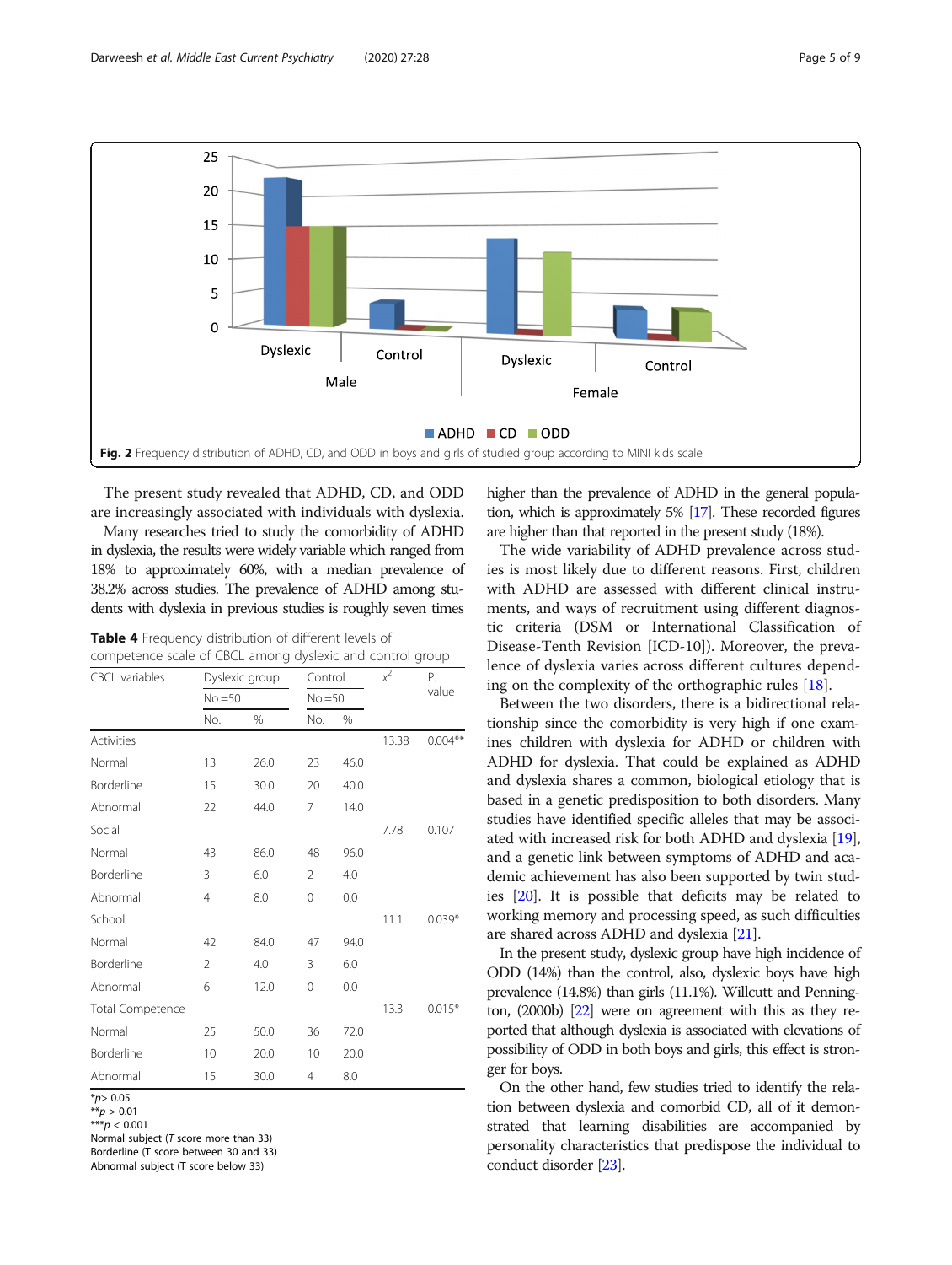Fig. 2 Frequency distribution of ADHD, CD, and ODD in boys and girls of studied group according to MINI kids scale

The present study revealed that ADHD, CD, and ODD are increasingly associated with individuals with dyslexia.

Many researches tried to study the comorbidity of ADHD in dyslexia, the results were widely variable which ranged from 18% to approximately 60%, with a median prevalence of 38.2% across studies. The prevalence of ADHD among students with dyslexia in previous studies is roughly seven times higher than the prevalence of ADHD in the general population, which is approximately 5% [17]. These recorded figures are higher than that reported in the present study (18%).

**Table 4** Frequency distribution of different levels of competence scale of CBCL among dyslexic and control group

| CBCL variables | Dyslexic group | | Control | | $x^2$ | P. value |
|---|---|---|---|---|---|---|
| | No.=50 | | No.=50 | | | |
| | No. | % | No. | % | | |
| Activities | | | | | 13.38 | 0.004** |
| Normal | 13 | 26.0 | 23 | 46.0 | | |
| Borderline | 15 | 30.0 | 20 | 40.0 | | |
| Abnormal | 22 | 44.0 | 7 | 14.0 | | |
| Social | | | | | 7.78 | 0.107 |
| Normal | 43 | 86.0 | 48 | 96.0 | | |
| Borderline | 3 | 6.0 | 2 | 4.0 | | |
| Abnormal | 4 | 8.0 | 0 | 0.0 | | |
| School | | | | | 11.1 | 0.039* |
| Normal | 42 | 84.0 | 47 | 94.0 | | |
| Borderline | 2 | 4.0 | 3 | 6.0 | | |
| Abnormal | 6 | 12.0 | 0 | 0.0 | | |
| Total Competence | | | | | 13.3 | 0.015* |
| Normal | 25 | 50.0 | 36 | 72.0 | | |
| Borderline | 10 | 20.0 | 10 | 20.0 | | |
| Abnormal | 15 | 30.0 | 4 | 8.0 | | |

*$p > 0.05$
**$p > 0.01$
***$p < 0.001$
Normal subject (*T* score more than 33)
Borderline (T score between 30 and 33)
Abnormal subject (T score below 33)

The wide variability of ADHD prevalence across studies is most likely due to different reasons. First, children with ADHD are assessed with different clinical instruments, and ways of recruitment using different diagnostic criteria (DSM or International Classification of Disease-Tenth Revision [ICD-10]). Moreover, the prevalence of dyslexia varies across different cultures depending on the complexity of the orthographic rules [18].

Between the two disorders, there is a bidirectional relationship since the comorbidity is very high if one examines children with dyslexia for ADHD or children with ADHD for dyslexia. That could be explained as ADHD and dyslexia shares a common, biological etiology that is based in a genetic predisposition to both disorders. Many studies have identified specific alleles that may be associated with increased risk for both ADHD and dyslexia [19], and a genetic link between symptoms of ADHD and academic achievement has also been supported by twin studies [20]. It is possible that deficits may be related to working memory and processing speed, as such difficulties are shared across ADHD and dyslexia [21].

In the present study, dyslexic group have high incidence of ODD (14%) than the control, also, dyslexic boys have high prevalence (14.8%) than girls (11.1%). Willcutt and Pennington, (2000b) [22] were on agreement with this as they reported that although dyslexia is associated with elevations of possibility of ODD in both boys and girls, this effect is stronger for boys.

On the other hand, few studies tried to identify the relation between dyslexia and comorbid CD, all of it demonstrated that learning disabilities are accompanied by personality characteristics that predispose the individual to conduct disorder [23].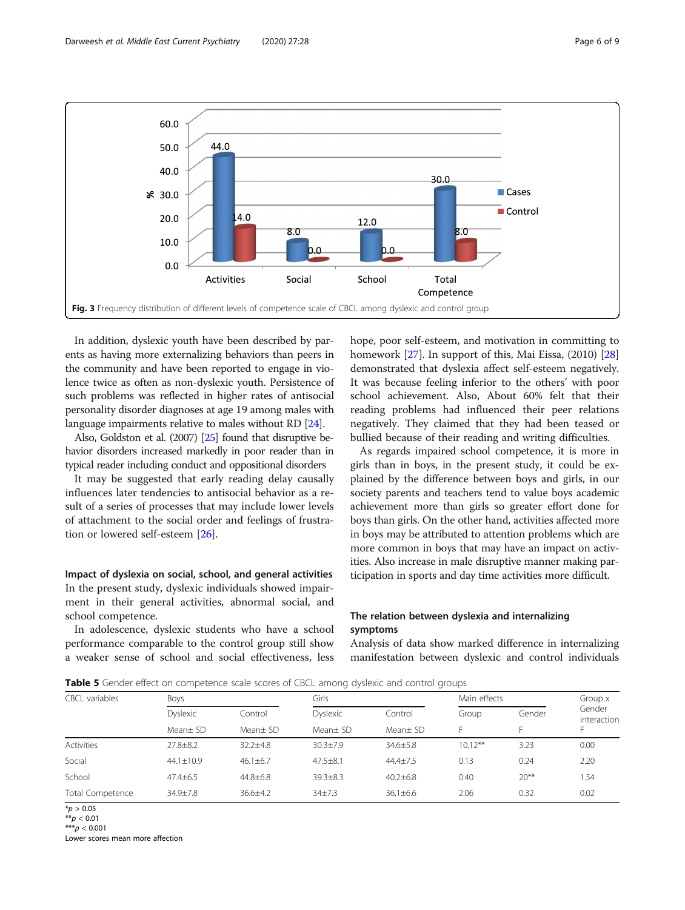Fig. 3 Frequency distribution of different levels of competence scale of CBCL among dyslexic and control group

In addition, dyslexic youth have been described by parents as having more externalizing behaviors than peers in the community and have been reported to engage in violence twice as often as non-dyslexic youth. Persistence of such problems was reflected in higher rates of antisocial personality disorder diagnoses at age 19 among males with language impairments relative to males without RD [24].

Also, Goldston et al. (2007) [25] found that disruptive behavior disorders increased markedly in poor reader than in typical reader including conduct and oppositional disorders

It may be suggested that early reading delay causally influences later tendencies to antisocial behavior as a result of a series of processes that may include lower levels of attachment to the social order and feelings of frustration or lowered self-esteem [26].

### Impact of dyslexia on social, school, and general activities

In the present study, dyslexic individuals showed impairment in their general activities, abnormal social, and school competence.

In adolescence, dyslexic students who have a school performance comparable to the control group still show a weaker sense of school and social effectiveness, less hope, poor self-esteem, and motivation in committing to homework [27]. In support of this, Mai Eissa, (2010) [28] demonstrated that dyslexia affect self-esteem negatively. It was because feeling inferior to the others' with poor school achievement. Also, About 60% felt that their reading problems had influenced their peer relations negatively. They claimed that they had been teased or bullied because of their reading and writing difficulties.

As regards impaired school competence, it is more in girls than in boys, in the present study, it could be explained by the difference between boys and girls, in our society parents and teachers tend to value boys academic achievement more than girls so greater effort done for boys than girls. On the other hand, activities affected more in boys may be attributed to attention problems which are more common in boys that may have an impact on activities. Also increase in male disruptive manner making participation in sports and day time activities more difficult.

### The relation between dyslexia and internalizing symptoms

Analysis of data show marked difference in internalizing manifestation between dyslexic and control individuals

**Table 5** Gender effect on competence scale scores of CBCL among dyslexic and control groups

| CBCL variables | Boys | | Girls | | Main effects | | Group x Gender interaction |
|---|---|---|---|---|---|---|---|
| | Dyslexic | Control | Dyslexic | Control | Group | Gender | |
| | Mean± SD | Mean± SD | Mean± SD | Mean± SD | F | F | F |
| Activities | 27.8±8.2 | 32.2±4.8 | 30.3±7.9 | 34.6±5.8 | 10.12** | 3.23 | 0.00 |
| Social | 44.1±10.9 | 46.1±6.7 | 47.5±8.1 | 44.4±7.5 | 0.13 | 0.24 | 2.20 |
| School | 47.4±6.5 | 44.8±6.8 | 39.3±8.3 | 40.2±6.8 | 0.40 | 20** | 1.54 |
| Total Competence | 34.9±7.8 | 36.6±4.2 | 34±7.3 | 36.1±6.6 | 2.06 | 0.32 | 0.02 |

*$p > 0.05$
**$p < 0.01$
***$p < 0.001$
Lower scores mean more affection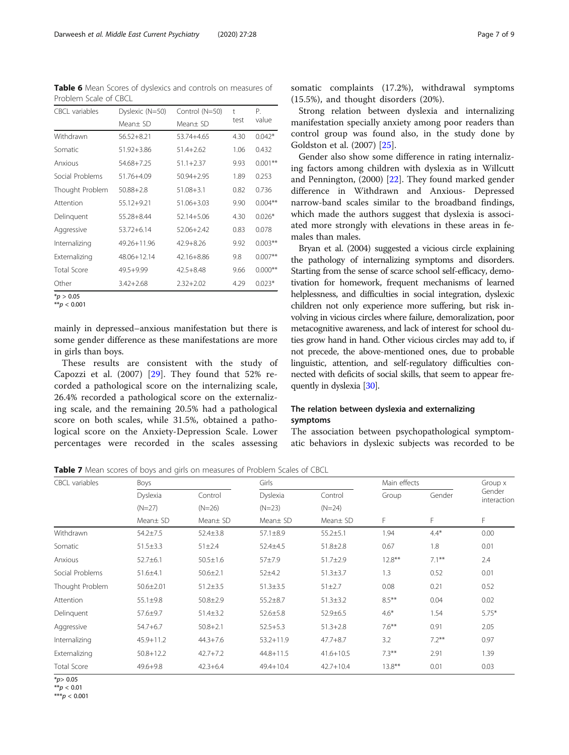**Table 6** Mean Scores of dyslexics and controls on measures of Problem Scale of CBCL

| CBCL variables | Dyslexic (N=50) | Control (N=50) | t test | P. value |
|---|---|---|---|---|
| | Mean± SD | Mean± SD | | |
| Withdrawn | 56.52+8.21 | 53.74+4.65 | 4.30 | 0.042* |
| Somatic | 51.92+3.86 | 51.4+2.62 | 1.06 | 0.432 |
| Anxious | 54.68+7.25 | 51.1+2.37 | 9.93 | 0.001** |
| Social Problems | 51.76+4.09 | 50.94+2.95 | 1.89 | 0.253 |
| Thought Problem | 50.88+2.8 | 51.08+3.1 | 0.82 | 0.736 |
| Attention | 55.12+9.21 | 51.06+3.03 | 9.90 | 0.004** |
| Delinquent | 55.28+8.44 | 52.14+5.06 | 4.30 | 0.026* |
| Aggressive | 53.72+6.14 | 52.06+2.42 | 0.83 | 0.078 |
| Internalizing | 49.26+11.96 | 42.9+8.26 | 9.92 | 0.003** |
| Externalizing | 48.06+12.14 | 42.16+8.86 | 9.8 | 0.007** |
| Total Score | 49.5+9.99 | 42.5+8.48 | 9.66 | 0.000** |
| Other | 3.42+2.68 | 2.32+2.02 | 4.29 | 0.023* |

*$p > 0.05$
**$p < 0.001$

mainly in depressed–anxious manifestation but there is some gender difference as these manifestations are more in girls than boys.

These results are consistent with the study of Capozzi et al. (2007) [29]. They found that 52% recorded a pathological score on the internalizing scale, 26.4% recorded a pathological score on the externalizing scale, and the remaining 20.5% had a pathological score on both scales, while 31.5%, obtained a pathological score on the Anxiety-Depression Scale. Lower percentages were recorded in the scales assessing somatic complaints (17.2%), withdrawal symptoms (15.5%), and thought disorders (20%).

Strong relation between dyslexia and internalizing manifestation specially anxiety among poor readers than control group was found also, in the study done by Goldston et al. (2007) [25].

Gender also show some difference in rating internalizing factors among children with dyslexia as in Willcutt and Pennington, (2000) [22]. They found marked gender difference in Withdrawn and Anxious- Depressed narrow-band scales similar to the broadband findings, which made the authors suggest that dyslexia is associated more strongly with elevations in these areas in females than males.

Bryan et al. (2004) suggested a vicious circle explaining the pathology of internalizing symptoms and disorders. Starting from the sense of scarce school self-efficacy, demotivation for homework, frequent mechanisms of learned helplessness, and difficulties in social integration, dyslexic children not only experience more suffering, but risk involving in vicious circles where failure, demoralization, poor metacognitive awareness, and lack of interest for school duties grow hand in hand. Other vicious circles may add to, if not precede, the above-mentioned ones, due to probable linguistic, attention, and self-regulatory difficulties connected with deficits of social skills, that seem to appear frequently in dyslexia [30].

## The relation between dyslexia and externalizing symptoms

The association between psychopathological symptomatic behaviors in dyslexic subjects was recorded to be

**Table 7** Mean scores of boys and girls on measures of Problem Scales of CBCL

| CBCL variables | Boys | | Girls | | Main effects | | Group x Gender interaction |
|---|---|---|---|---|---|---|---|
| | Dyslexia (N=27) | Control (N=26) | Dyslexia (N=23) | Control (N=24) | Group | Gender | |
| | Mean± SD | Mean± SD | Mean± SD | Mean± SD | F | F | F |
| Withdrawn | 54.2±7.5 | 52.4±3.8 | 57.1±8.9 | 55.2±5.1 | 1.94 | 4.4* | 0.00 |
| Somatic | 51.5±3.3 | 51±2.4 | 52.4±4.5 | 51.8±2.8 | 0.67 | 1.8 | 0.01 |
| Anxious | 52.7±6.1 | 50.5±1.6 | 57±7.9 | 51.7±2.9 | 12.8** | 7.1** | 2.4 |
| Social Problems | 51.6±4.1 | 50.6±2.1 | 52±4.2 | 51.3±3.7 | 1.3 | 0.52 | 0.01 |
| Thought Problem | 50.6±2.01 | 51.2±3.5 | 51.3±3.5 | 51±2.7 | 0.08 | 0.21 | 0.52 |
| Attention | 55.1±9.8 | 50.8±2.9 | 55.2±8.7 | 51.3±3.2 | 8.5** | 0.04 | 0.02 |
| Delinquent | 57.6±9.7 | 51.4±3.2 | 52.6±5.8 | 52.9±6.5 | 4.6* | 1.54 | 5.75* |
| Aggressive | 54.7+6.7 | 50.8+2.1 | 52.5+5.3 | 51.3+2.8 | 7.6** | 0.91 | 2.05 |
| Internalizing | 45.9+11.2 | 44.3+7.6 | 53.2+11.9 | 47.7+8.7 | 3.2 | 7.2** | 0.97 |
| Externalizing | 50.8+12.2 | 42.7+7.2 | 44.8+11.5 | 41.6+10.5 | 7.3** | 2.91 | 1.39 |
| Total Score | 49.6+9.8 | 42.3+6.4 | 49.4+10.4 | 42.7+10.4 | 13.8** | 0.01 | 0.03 |

*$p > 0.05$
**$p < 0.01$
***$p < 0.001$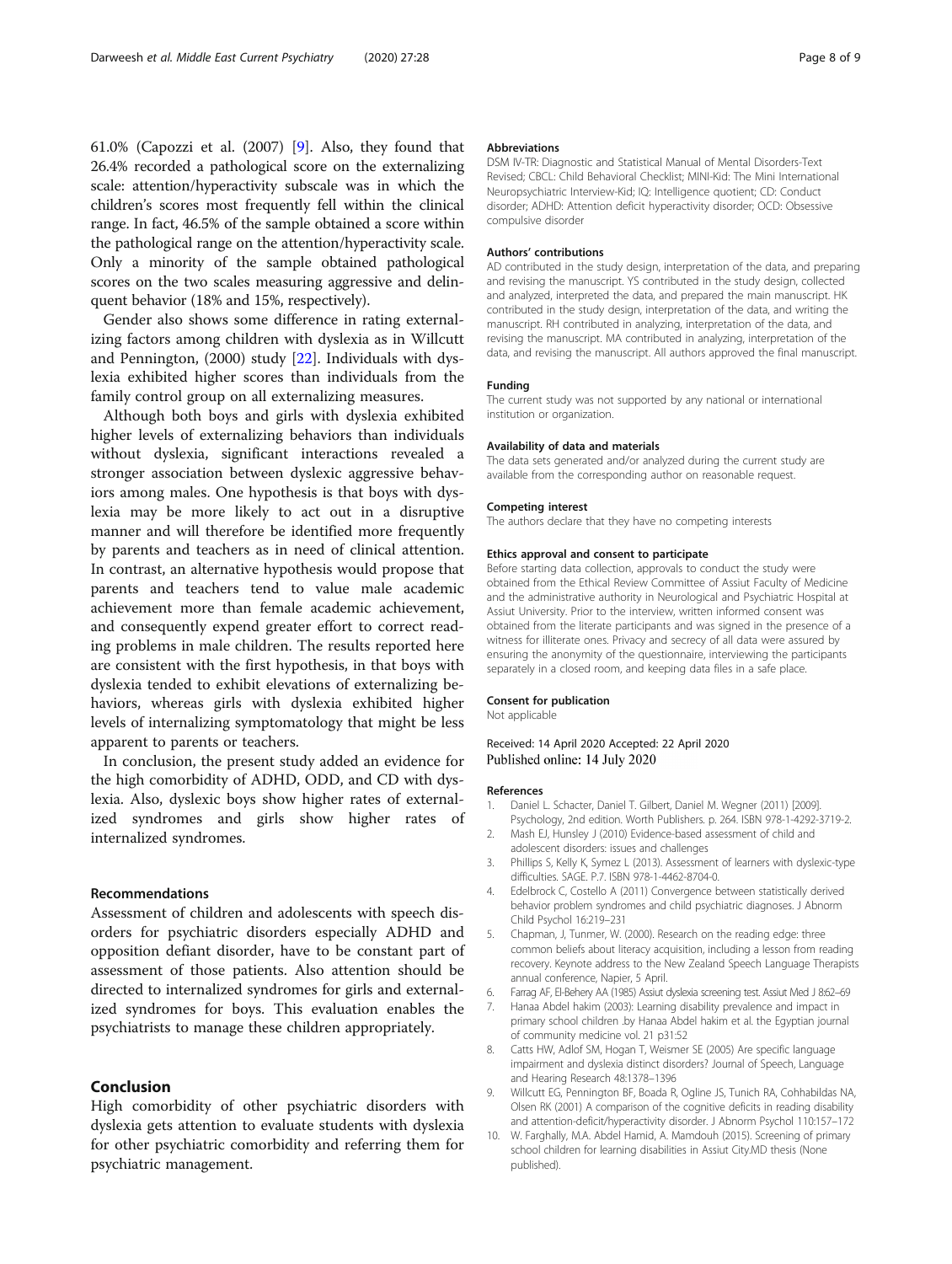61.0% (Capozzi et al. (2007) [9]. Also, they found that 26.4% recorded a pathological score on the externalizing scale: attention/hyperactivity subscale was in which the children's scores most frequently fell within the clinical range. In fact, 46.5% of the sample obtained a score within the pathological range on the attention/hyperactivity scale. Only a minority of the sample obtained pathological scores on the two scales measuring aggressive and delinquent behavior (18% and 15%, respectively).

Gender also shows some difference in rating externalizing factors among children with dyslexia as in Willcutt and Pennington, (2000) study [22]. Individuals with dyslexia exhibited higher scores than individuals from the family control group on all externalizing measures.

Although both boys and girls with dyslexia exhibited higher levels of externalizing behaviors than individuals without dyslexia, significant interactions revealed a stronger association between dyslexic aggressive behaviors among males. One hypothesis is that boys with dyslexia may be more likely to act out in a disruptive manner and will therefore be identified more frequently by parents and teachers as in need of clinical attention. In contrast, an alternative hypothesis would propose that parents and teachers tend to value male academic achievement more than female academic achievement, and consequently expend greater effort to correct reading problems in male children. The results reported here are consistent with the first hypothesis, in that boys with dyslexia tended to exhibit elevations of externalizing behaviors, whereas girls with dyslexia exhibited higher levels of internalizing symptomatology that might be less apparent to parents or teachers.

In conclusion, the present study added an evidence for the high comorbidity of ADHD, ODD, and CD with dyslexia. Also, dyslexic boys show higher rates of externalized syndromes and girls show higher rates of internalized syndromes.

### Recommendations

Assessment of children and adolescents with speech disorders for psychiatric disorders especially ADHD and opposition defiant disorder, have to be constant part of assessment of those patients. Also attention should be directed to internalized syndromes for girls and externalized syndromes for boys. This evaluation enables the psychiatrists to manage these children appropriately.

## Conclusion

High comorbidity of other psychiatric disorders with dyslexia gets attention to evaluate students with dyslexia for other psychiatric comorbidity and referring them for psychiatric management.

#### Abbreviations

DSM IV-TR: Diagnostic and Statistical Manual of Mental Disorders-Text Revised; CBCL: Child Behavioral Checklist; MINI-Kid: The Mini International Neuropsychiatric Interview-Kid; IQ: Intelligence quotient; CD: Conduct disorder; ADHD: Attention deficit hyperactivity disorder; OCD: Obsessive compulsive disorder

#### Authors' contributions

AD contributed in the study design, interpretation of the data, and preparing and revising the manuscript. YS contributed in the study design, collected and analyzed, interpreted the data, and prepared the main manuscript. HK contributed in the study design, interpretation of the data, and writing the manuscript. RH contributed in analyzing, interpretation of the data, and revising the manuscript. MA contributed in analyzing, interpretation of the data, and revising the manuscript. All authors approved the final manuscript.

#### Funding

The current study was not supported by any national or international institution or organization.

#### Availability of data and materials

The data sets generated and/or analyzed during the current study are available from the corresponding author on reasonable request.

#### Competing interest

The authors declare that they have no competing interests

#### Ethics approval and consent to participate

Before starting data collection, approvals to conduct the study were obtained from the Ethical Review Committee of Assiut Faculty of Medicine and the administrative authority in Neurological and Psychiatric Hospital at Assiut University. Prior to the interview, written informed consent was obtained from the literate participants and was signed in the presence of a witness for illiterate ones. Privacy and secrecy of all data were assured by ensuring the anonymity of the questionnaire, interviewing the participants separately in a closed room, and keeping data files in a safe place.

#### Consent for publication

Not applicable

Received: 14 April 2020 Accepted: 22 April 2020
Published online: 14 July 2020

#### References

1. Daniel L. Schacter, Daniel T. Gilbert, Daniel M. Wegner (2011) [2009]. Psychology, 2nd edition. Worth Publishers. p. 264. ISBN 978-1-4292-3719-2.
2. Mash EJ, Hunsley J (2010) Evidence-based assessment of child and adolescent disorders: issues and challenges
3. Phillips S, Kelly K, Symez L (2013). Assessment of learners with dyslexic-type difficulties. SAGE. P.7. ISBN 978-1-4462-8704-0.
4. Edelbrock C, Costello A (2011) Convergence between statistically derived behavior problem syndromes and child psychiatric diagnoses. J Abnorm Child Psychol 16:219–231
5. Chapman, J, Tunmer, W. (2000). Research on the reading edge: three common beliefs about literacy acquisition, including a lesson from reading recovery. Keynote address to the New Zealand Speech Language Therapists annual conference, Napier, 5 April.
6. Farrag AF, El-Behery AA (1985) Assiut dyslexia screening test. Assiut Med J 8:62–69
7. Hanaa Abdel hakim (2003): Learning disability prevalence and impact in primary school children .by Hanaa Abdel hakim et al. the Egyptian journal of community medicine vol. 21 p31:52
8. Catts HW, Adlof SM, Hogan T, Weismer SE (2005) Are specific language impairment and dyslexia distinct disorders? Journal of Speech, Language and Hearing Research 48:1378–1396
9. Willcutt EG, Pennington BF, Boada R, Ogline JS, Tunich RA, Cohhabildas NA, Olsen RK (2001) A comparison of the cognitive deficits in reading disability and attention-deficit/hyperactivity disorder. J Abnorm Psychol 110:157–172
10. W. Farghally, M.A. Abdel Hamid, A. Mamdouh (2015). Screening of primary school children for learning disabilities in Assiut City.MD thesis (None published).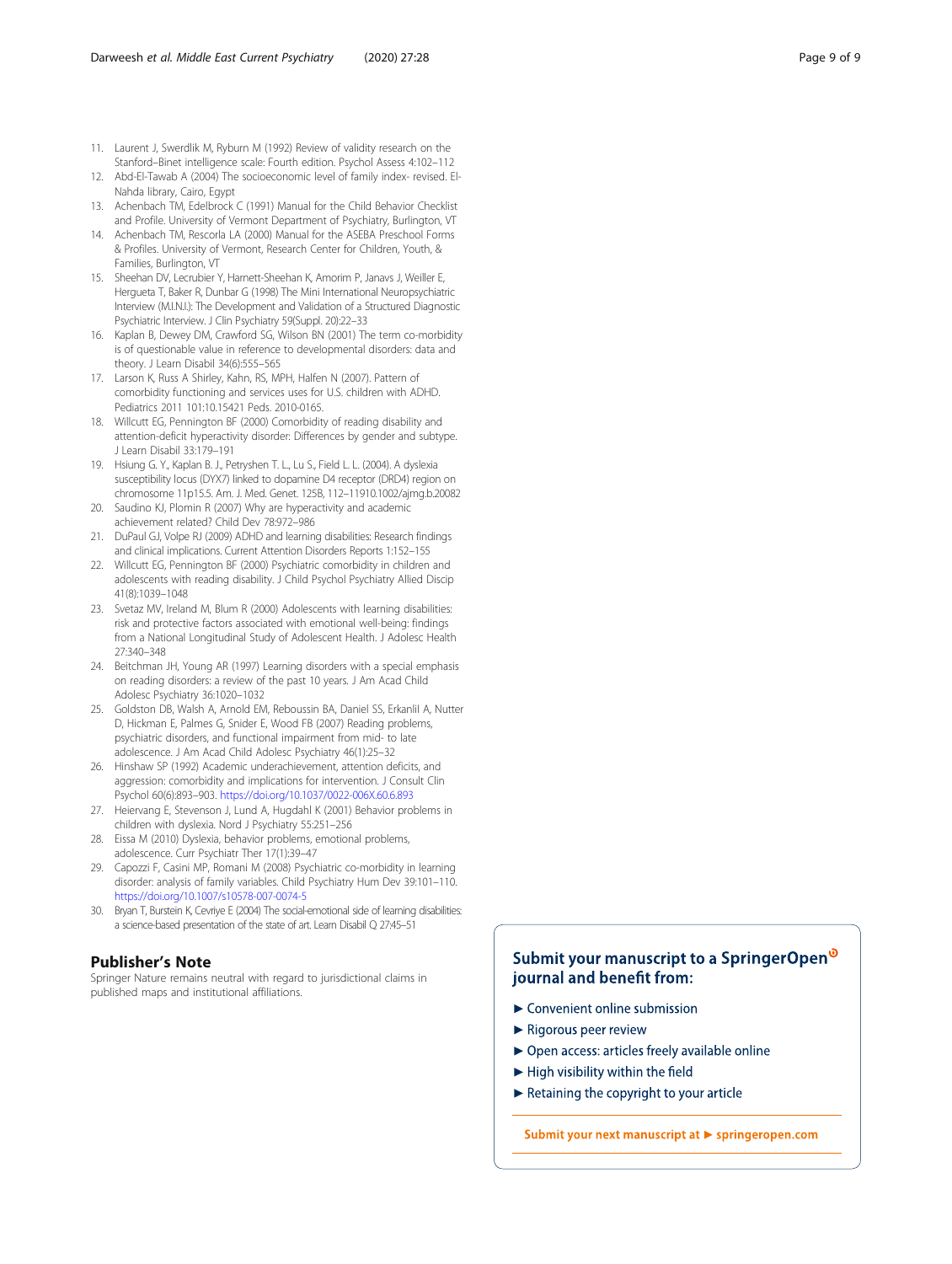11. Laurent J, Swerdlik M, Ryburn M (1992) Review of validity research on the Stanford–Binet intelligence scale: Fourth edition. Psychol Assess 4:102–112
12. Abd-El-Tawab A (2004) The socioeconomic level of family index- revised. El-Nahda library, Cairo, Egypt
13. Achenbach TM, Edelbrock C (1991) Manual for the Child Behavior Checklist and Profile. University of Vermont Department of Psychiatry, Burlington, VT
14. Achenbach TM, Rescorla LA (2000) Manual for the ASEBA Preschool Forms & Profiles. University of Vermont, Research Center for Children, Youth, & Families, Burlington, VT
15. Sheehan DV, Lecrubier Y, Harnett-Sheehan K, Amorim P, Janavs J, Weiller E, Hergueta T, Baker R, Dunbar G (1998) The Mini International Neuropsychiatric Interview (M.I.N.I.): The Development and Validation of a Structured Diagnostic Psychiatric Interview. J Clin Psychiatry 59(Suppl. 20):22–33
16. Kaplan B, Dewey DM, Crawford SG, Wilson BN (2001) The term co-morbidity is of questionable value in reference to developmental disorders: data and theory. J Learn Disabil 34(6):555–565
17. Larson K, Russ A Shirley, Kahn, RS, MPH, Halfen N (2007). Pattern of comorbidity functioning and services uses for U.S. children with ADHD. Pediatrics 2011 101:10.15421 Peds. 2010-0165.
18. Willcutt EG, Pennington BF (2000) Comorbidity of reading disability and attention-deficit hyperactivity disorder: Differences by gender and subtype. J Learn Disabil 33:179–191
19. Hsiung G. Y., Kaplan B. J., Petryshen T. L., Lu S., Field L. L. (2004). A dyslexia susceptibility locus (DYX7) linked to dopamine D4 receptor (DRD4) region on chromosome 11p15.5. Am. J. Med. Genet. 125B, 112–11910.1002/ajmg.b.20082
20. Saudino KJ, Plomin R (2007) Why are hyperactivity and academic achievement related? Child Dev 78:972–986
21. DuPaul GJ, Volpe RJ (2009) ADHD and learning disabilities: Research findings and clinical implications. Current Attention Disorders Reports 1:152–155
22. Willcutt EG, Pennington BF (2000) Psychiatric comorbidity in children and adolescents with reading disability. J Child Psychol Psychiatry Allied Discip 41(8):1039–1048
23. Svetaz MV, Ireland M, Blum R (2000) Adolescents with learning disabilities: risk and protective factors associated with emotional well-being: findings from a National Longitudinal Study of Adolescent Health. J Adolesc Health 27:340–348
24. Beitchman JH, Young AR (1997) Learning disorders with a special emphasis on reading disorders: a review of the past 10 years. J Am Acad Child Adolesc Psychiatry 36:1020–1032
25. Goldston DB, Walsh A, Arnold EM, Reboussin BA, Daniel SS, Erkanlil A, Nutter D, Hickman E, Palmes G, Snider E, Wood FB (2007) Reading problems, psychiatric disorders, and functional impairment from mid- to late adolescence. J Am Acad Child Adolesc Psychiatry 46(1):25–32
26. Hinshaw SP (1992) Academic underachievement, attention deficits, and aggression: comorbidity and implications for intervention. J Consult Clin Psychol 60(6):893–903. https://doi.org/10.1037/0022-006X.60.6.893
27. Heiervang E, Stevenson J, Lund A, Hugdahl K (2001) Behavior problems in children with dyslexia. Nord J Psychiatry 55:251–256
28. Eissa M (2010) Dyslexia, behavior problems, emotional problems, adolescence. Curr Psychiatr Ther 17(1):39–47
29. Capozzi F, Casini MP, Romani M (2008) Psychiatric co-morbidity in learning disorder: analysis of family variables. Child Psychiatry Hum Dev 39:101–110. https://doi.org/10.1007/s10578-007-0074-5
30. Bryan T, Burstein K, Cevriye E (2004) The social-emotional side of learning disabilities: a science-based presentation of the state of art. Learn Disabil Q 27:45–51

## Publisher's Note

Springer Nature remains neutral with regard to jurisdictional claims in published maps and institutional affiliations.

**Submit your manuscript to a SpringerOpen journal and benefit from:**

- ► Convenient online submission
- ► Rigorous peer review
- ► Open access: articles freely available online
- ► High visibility within the field
- ► Retaining the copyright to your article

Submit your next manuscript at ► springeropen.com